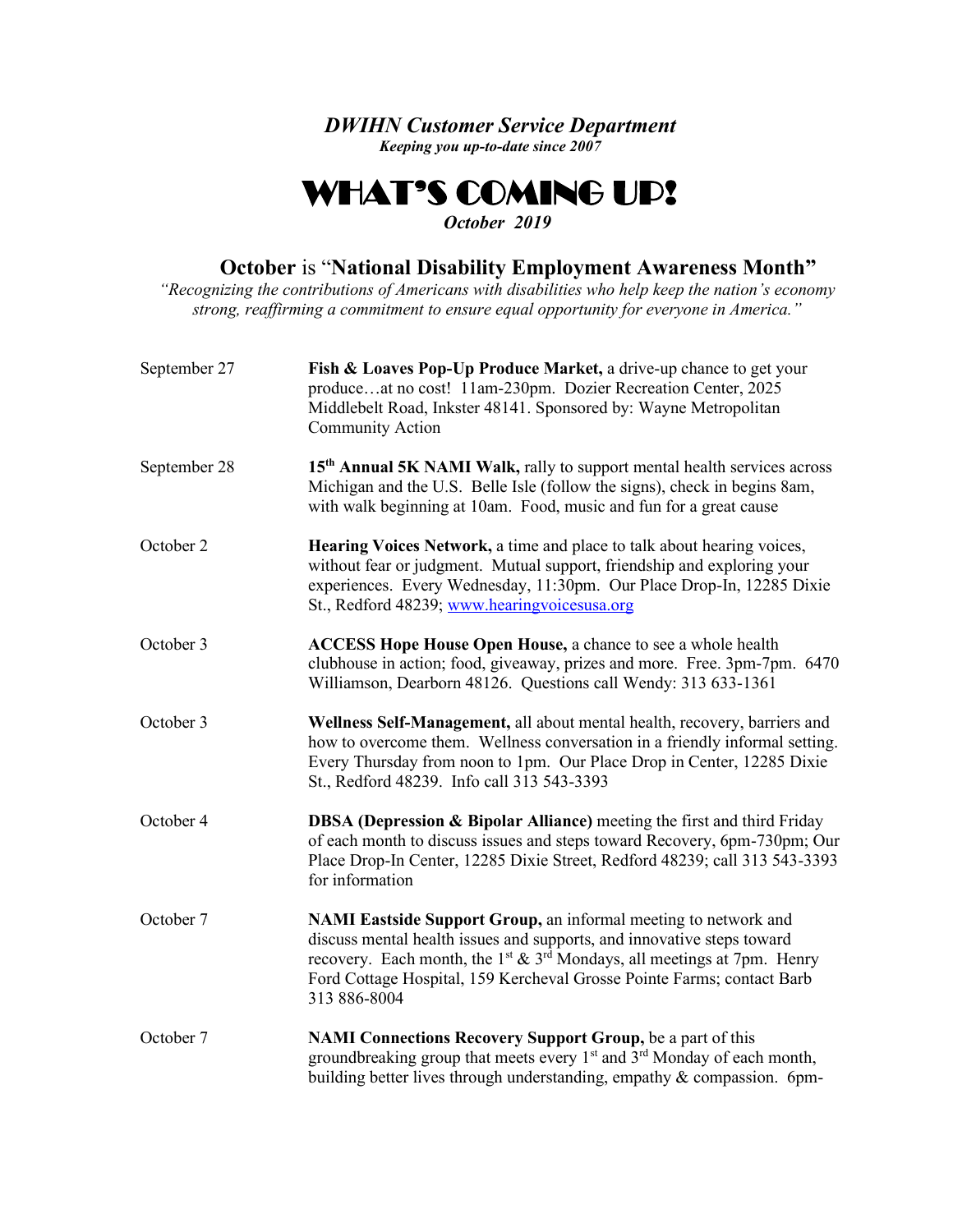***DWIHN Customer Service Department***

***Keeping you up-to-date since 2007***

# WHAT'S COMING UP!

***October 2019***

## **October** is "**National Disability Employment Awareness Month"**

*"Recognizing the contributions of Americans with disabilities who help keep the nation's economy strong, reaffirming a commitment to ensure equal opportunity for everyone in America."*

| | |
|---|---|
| September 27 | **Fish & Loaves Pop-Up Produce Market,** a drive-up chance to get your produce…at no cost! 11am-230pm. Dozier Recreation Center, 2025 Middlebelt Road, Inkster 48141. Sponsored by: Wayne Metropolitan Community Action |
| September 28 | **15th Annual 5K NAMI Walk,** rally to support mental health services across Michigan and the U.S. Belle Isle (follow the signs), check in begins 8am, with walk beginning at 10am. Food, music and fun for a great cause |
| October 2 | **Hearing Voices Network,** a time and place to talk about hearing voices, without fear or judgment. Mutual support, friendship and exploring your experiences. Every Wednesday, 11:30pm. Our Place Drop-In, 12285 Dixie St., Redford 48239; [www.hearingvoicesusa.org](http://www.hearingvoicesusa.org) |
| October 3 | **ACCESS Hope House Open House,** a chance to see a whole health clubhouse in action; food, giveaway, prizes and more. Free. 3pm-7pm. 6470 Williamson, Dearborn 48126. Questions call Wendy: 313 633-1361 |
| October 3 | **Wellness Self-Management,** all about mental health, recovery, barriers and how to overcome them. Wellness conversation in a friendly informal setting. Every Thursday from noon to 1pm. Our Place Drop in Center, 12285 Dixie St., Redford 48239. Info call 313 543-3393 |
| October 4 | **DBSA (Depression & Bipolar Alliance)** meeting the first and third Friday of each month to discuss issues and steps toward Recovery, 6pm-730pm; Our Place Drop-In Center, 12285 Dixie Street, Redford 48239; call 313 543-3393 for information |
| October 7 | **NAMI Eastside Support Group,** an informal meeting to network and discuss mental health issues and supports, and innovative steps toward recovery. Each month, the 1st & 3rd Mondays, all meetings at 7pm. Henry Ford Cottage Hospital, 159 Kercheval Grosse Pointe Farms; contact Barb 313 886-8004 |
| October 7 | **NAMI Connections Recovery Support Group,** be a part of this groundbreaking group that meets every 1st and 3rd Monday of each month, building better lives through understanding, empathy & compassion. 6pm- |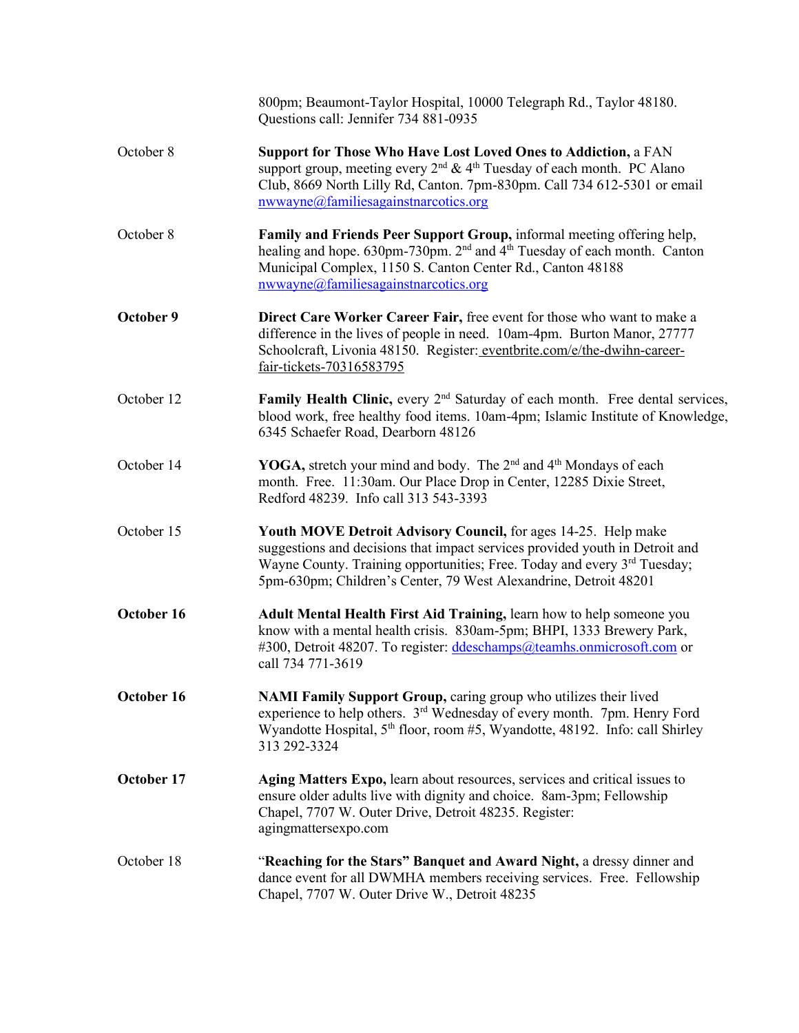800pm; Beaumont-Taylor Hospital, 10000 Telegraph Rd., Taylor 48180. Questions call: Jennifer 734 881-0935

October 8 — **Support for Those Who Have Lost Loved Ones to Addiction,** a FAN support group, meeting every 2nd & 4th Tuesday of each month. PC Alano Club, 8669 North Lilly Rd, Canton. 7pm-830pm. Call 734 612-5301 or email nwwayne@familiesagainstnarcotics.org

October 8 — **Family and Friends Peer Support Group,** informal meeting offering help, healing and hope. 630pm-730pm. 2nd and 4th Tuesday of each month. Canton Municipal Complex, 1150 S. Canton Center Rd., Canton 48188 nwwayne@familiesagainstnarcotics.org

**October 9** — **Direct Care Worker Career Fair,** free event for those who want to make a difference in the lives of people in need. 10am-4pm. Burton Manor, 27777 Schoolcraft, Livonia 48150. Register: eventbrite.com/e/the-dwihn-career-fair-tickets-70316583795

October 12 — **Family Health Clinic,** every 2nd Saturday of each month. Free dental services, blood work, free healthy food items. 10am-4pm; Islamic Institute of Knowledge, 6345 Schaefer Road, Dearborn 48126

October 14 — **YOGA,** stretch your mind and body. The 2nd and 4th Mondays of each month. Free. 11:30am. Our Place Drop in Center, 12285 Dixie Street, Redford 48239. Info call 313 543-3393

October 15 — **Youth MOVE Detroit Advisory Council,** for ages 14-25. Help make suggestions and decisions that impact services provided youth in Detroit and Wayne County. Training opportunities; Free. Today and every 3rd Tuesday; 5pm-630pm; Children's Center, 79 West Alexandrine, Detroit 48201

**October 16** — **Adult Mental Health First Aid Training,** learn how to help someone you know with a mental health crisis. 830am-5pm; BHPI, 1333 Brewery Park, #300, Detroit 48207. To register: ddeschamps@teamhs.onmicrosoft.com or call 734 771-3619

**October 16** — **NAMI Family Support Group,** caring group who utilizes their lived experience to help others. 3rd Wednesday of every month. 7pm. Henry Ford Wyandotte Hospital, 5th floor, room #5, Wyandotte, 48192. Info: call Shirley 313 292-3324

**October 17** — **Aging Matters Expo,** learn about resources, services and critical issues to ensure older adults live with dignity and choice. 8am-3pm; Fellowship Chapel, 7707 W. Outer Drive, Detroit 48235. Register: agingmattersexpo.com

October 18 — "**Reaching for the Stars" Banquet and Award Night,** a dressy dinner and dance event for all DWMHA members receiving services. Free. Fellowship Chapel, 7707 W. Outer Drive W., Detroit 48235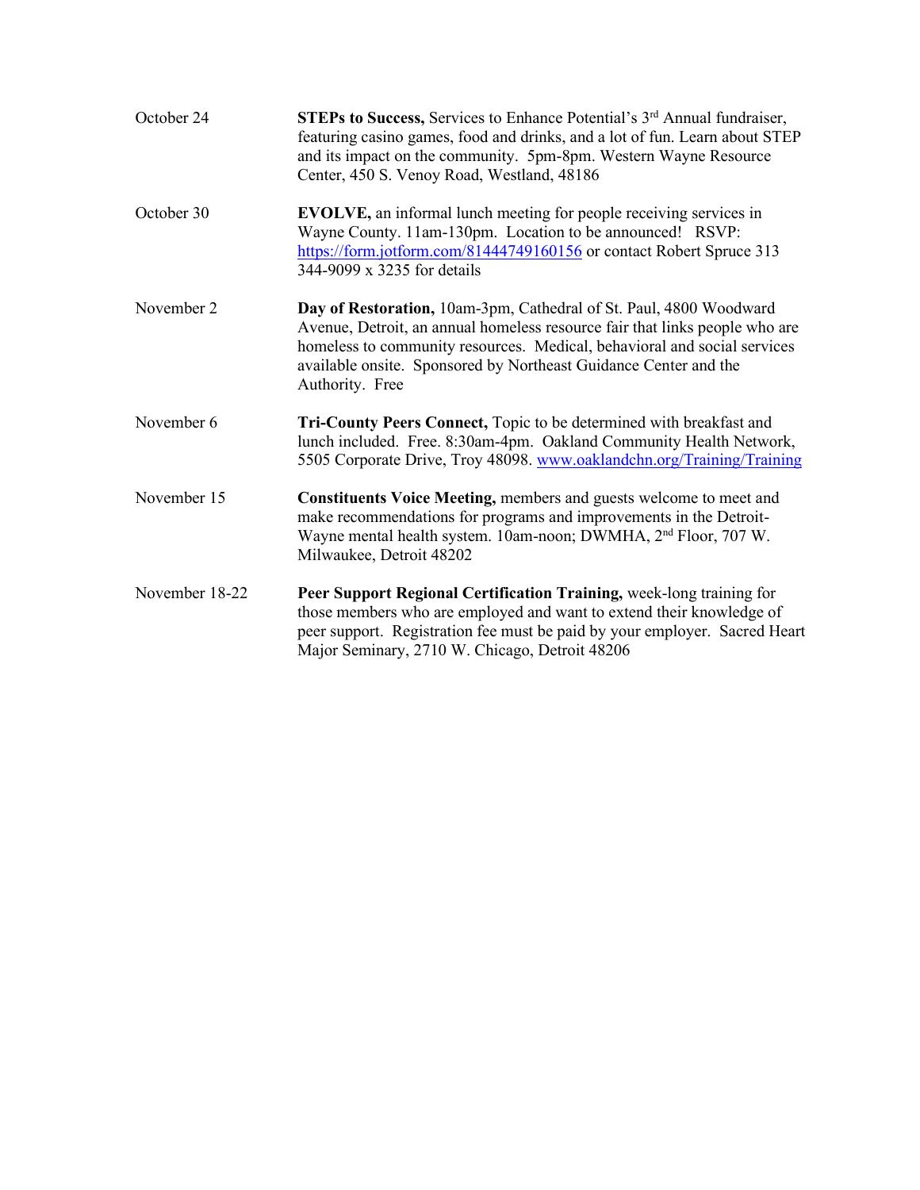| | |
|---|---|
| October 24 | **STEPs to Success,** Services to Enhance Potential's 3rd Annual fundraiser, featuring casino games, food and drinks, and a lot of fun. Learn about STEP and its impact on the community. 5pm-8pm. Western Wayne Resource Center, 450 S. Venoy Road, Westland, 48186 |
| October 30 | **EVOLVE,** an informal lunch meeting for people receiving services in Wayne County. 11am-130pm. Location to be announced! RSVP: https://form.jotform.com/81444749160156 or contact Robert Spruce 313 344-9099 x 3235 for details |
| November 2 | **Day of Restoration,** 10am-3pm, Cathedral of St. Paul, 4800 Woodward Avenue, Detroit, an annual homeless resource fair that links people who are homeless to community resources. Medical, behavioral and social services available onsite. Sponsored by Northeast Guidance Center and the Authority. Free |
| November 6 | **Tri-County Peers Connect,** Topic to be determined with breakfast and lunch included. Free. 8:30am-4pm. Oakland Community Health Network, 5505 Corporate Drive, Troy 48098. www.oaklandchn.org/Training/Training |
| November 15 | **Constituents Voice Meeting,** members and guests welcome to meet and make recommendations for programs and improvements in the Detroit-Wayne mental health system. 10am-noon; DWMHA, 2nd Floor, 707 W. Milwaukee, Detroit 48202 |
| November 18-22 | **Peer Support Regional Certification Training,** week-long training for those members who are employed and want to extend their knowledge of peer support. Registration fee must be paid by your employer. Sacred Heart Major Seminary, 2710 W. Chicago, Detroit 48206 |